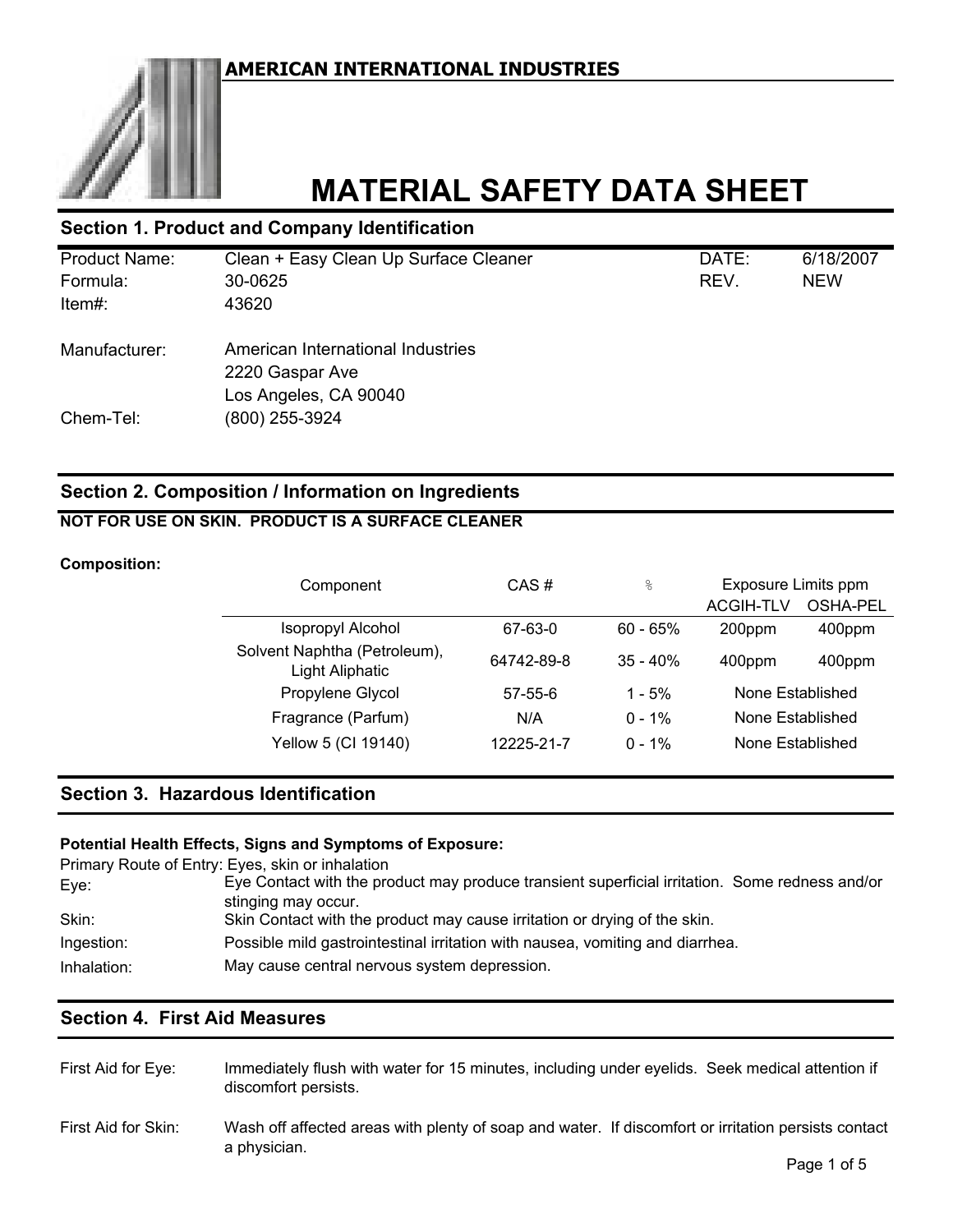**AMERICAN INTERNATIONAL INDUSTRIES**

# MATERIAL SAFETY DATA SHEET

## Section 1. Product and Company Identification

| | | | |
|---|---|---|---|
| Product Name: | Clean + Easy Clean Up Surface Cleaner | DATE: | 6/18/2007 |
| Formula: | 30-0625 | REV. | NEW |
| Item#: | 43620 | | |

Manufacturer: American International Industries
2220 Gaspar Ave
Los Angeles, CA 90040

Chem-Tel: (800) 255-3924

## Section 2. Composition / Information on Ingredients

**NOT FOR USE ON SKIN. PRODUCT IS A SURFACE CLEANER**

**Composition:**

| Component | CAS # | % | Exposure Limits ppm ACGIH-TLV | Exposure Limits ppm OSHA-PEL |
|---|---|---|---|---|
| Isopropyl Alcohol | 67-63-0 | 60 - 65% | 200ppm | 400ppm |
| Solvent Naphtha (Petroleum), Light Aliphatic | 64742-89-8 | 35 - 40% | 400ppm | 400ppm |
| Propylene Glycol | 57-55-6 | 1 - 5% | None Established | |
| Fragrance (Parfum) | N/A | 0 - 1% | None Established | |
| Yellow 5 (CI 19140) | 12225-21-7 | 0 - 1% | None Established | |

## Section 3. Hazardous Identification

**Potential Health Effects, Signs and Symptoms of Exposure:**

Primary Route of Entry: Eyes, skin or inhalation

Eye: Eye Contact with the product may produce transient superficial irritation. Some redness and/or stinging may occur.

Skin: Skin Contact with the product may cause irritation or drying of the skin.

Ingestion: Possible mild gastrointestinal irritation with nausea, vomiting and diarrhea.

Inhalation: May cause central nervous system depression.

## Section 4. First Aid Measures

First Aid for Eye: Immediately flush with water for 15 minutes, including under eyelids. Seek medical attention if discomfort persists.

First Aid for Skin: Wash off affected areas with plenty of soap and water. If discomfort or irritation persists contact a physician.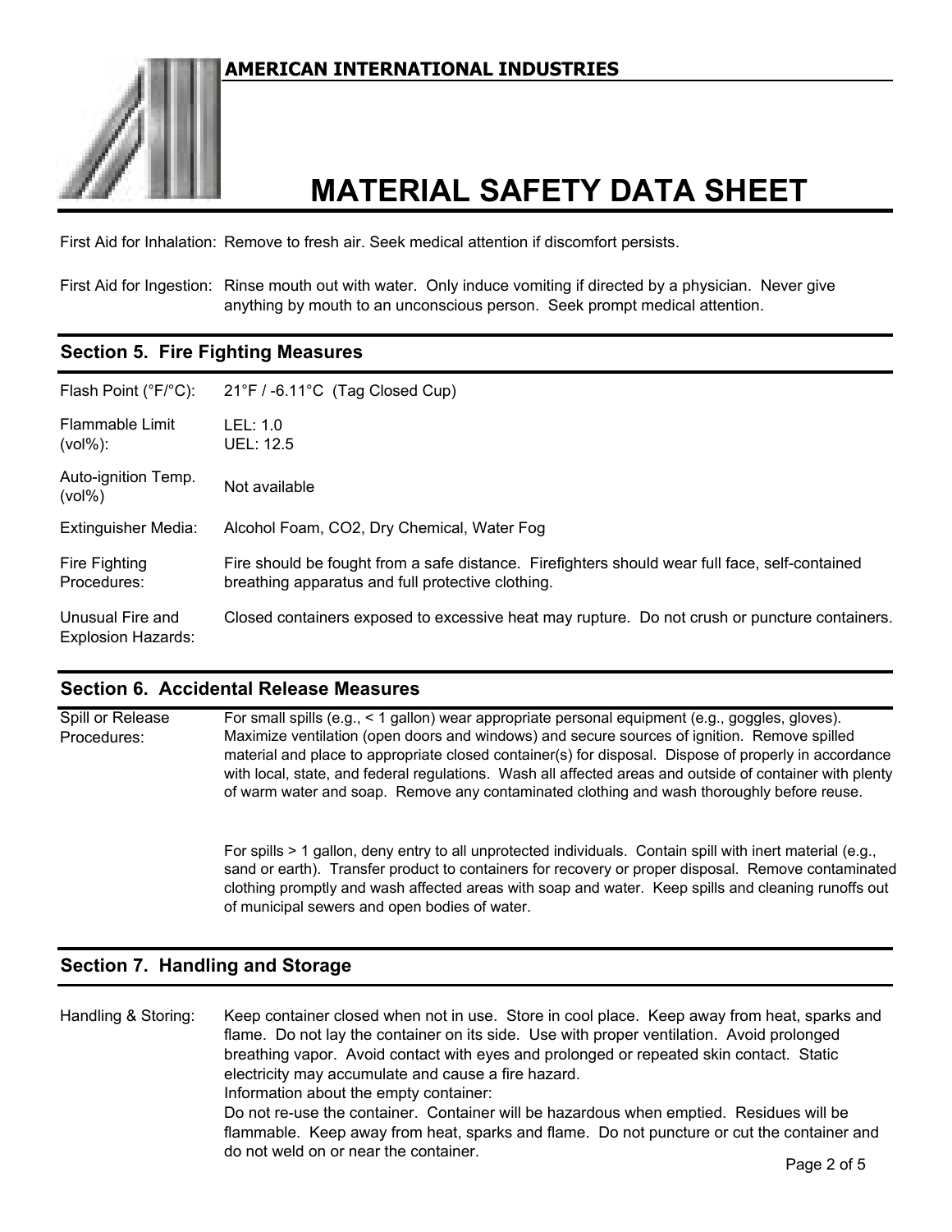First Aid for Inhalation: Remove to fresh air. Seek medical attention if discomfort persists.

First Aid for Ingestion: Rinse mouth out with water. Only induce vomiting if directed by a physician. Never give anything by mouth to an unconscious person. Seek prompt medical attention.

## Section 5. Fire Fighting Measures

| | |
|---|---|
| Flash Point (°F/°C): | 21°F / -6.11°C (Tag Closed Cup) |
| Flammable Limit (vol%): | LEL: 1.0<br>UEL: 12.5 |
| Auto-ignition Temp. (vol%) | Not available |
| Extinguisher Media: | Alcohol Foam, $CO_2$, Dry Chemical, Water Fog |
| Fire Fighting Procedures: | Fire should be fought from a safe distance. Firefighters should wear full face, self-contained breathing apparatus and full protective clothing. |
| Unusual Fire and Explosion Hazards: | Closed containers exposed to excessive heat may rupture. Do not crush or puncture containers. |

## Section 6. Accidental Release Measures

**Spill or Release Procedures:**

For small spills (e.g., < 1 gallon) wear appropriate personal equipment (e.g., goggles, gloves). Maximize ventilation (open doors and windows) and secure sources of ignition. Remove spilled material and place to appropriate closed container(s) for disposal. Dispose of properly in accordance with local, state, and federal regulations. Wash all affected areas and outside of container with plenty of warm water and soap. Remove any contaminated clothing and wash thoroughly before reuse.

For spills > 1 gallon, deny entry to all unprotected individuals. Contain spill with inert material (e.g., sand or earth). Transfer product to containers for recovery or proper disposal. Remove contaminated clothing promptly and wash affected areas with soap and water. Keep spills and cleaning runoffs out of municipal sewers and open bodies of water.

## Section 7. Handling and Storage

**Handling & Storing:**

Keep container closed when not in use. Store in cool place. Keep away from heat, sparks and flame. Do not lay the container on its side. Use with proper ventilation. Avoid prolonged breathing vapor. Avoid contact with eyes and prolonged or repeated skin contact. Static electricity may accumulate and cause a fire hazard.

Information about the empty container:

Do not re-use the container. Container will be hazardous when emptied. Residues will be flammable. Keep away from heat, sparks and flame. Do not puncture or cut the container and do not weld on or near the container.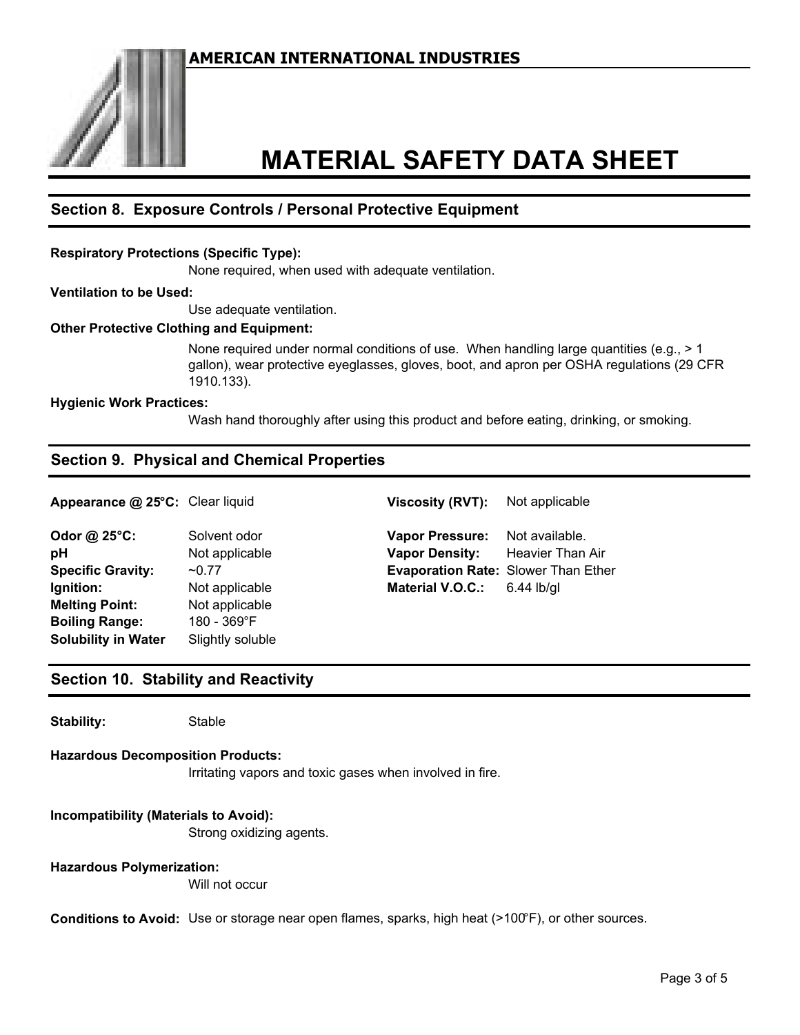**AMERICAN INTERNATIONAL INDUSTRIES**

# MATERIAL SAFETY DATA SHEET

## Section 8. Exposure Controls / Personal Protective Equipment

**Respiratory Protections (Specific Type):**

None required, when used with adequate ventilation.

**Ventilation to be Used:**

Use adequate ventilation.

**Other Protective Clothing and Equipment:**

None required under normal conditions of use. When handling large quantities (e.g., > 1 gallon), wear protective eyeglasses, gloves, boot, and apron per OSHA regulations (29 CFR 1910.133).

**Hygienic Work Practices:**

Wash hand thoroughly after using this product and before eating, drinking, or smoking.

## Section 9. Physical and Chemical Properties

**Appearance @ 25°C:** Clear liquid

**Odor @ 25°C:** Solvent odor

**pH** Not applicable

**Specific Gravity:** ~0.77

**Ignition:** Not applicable

**Melting Point:** Not applicable

**Boiling Range:** 180 - 369°F

**Solubility in Water** Slightly soluble

**Viscosity (RVT):** Not applicable

**Vapor Pressure:** Not available.

**Vapor Density:** Heavier Than Air

**Evaporation Rate:** Slower Than Ether

**Material V.O.C.:** 6.44 lb/gl

## Section 10. Stability and Reactivity

**Stability:** Stable

**Hazardous Decomposition Products:**

Irritating vapors and toxic gases when involved in fire.

**Incompatibility (Materials to Avoid):**

Strong oxidizing agents.

**Hazardous Polymerization:**

Will not occur

**Conditions to Avoid:** Use or storage near open flames, sparks, high heat (>100°F), or other sources.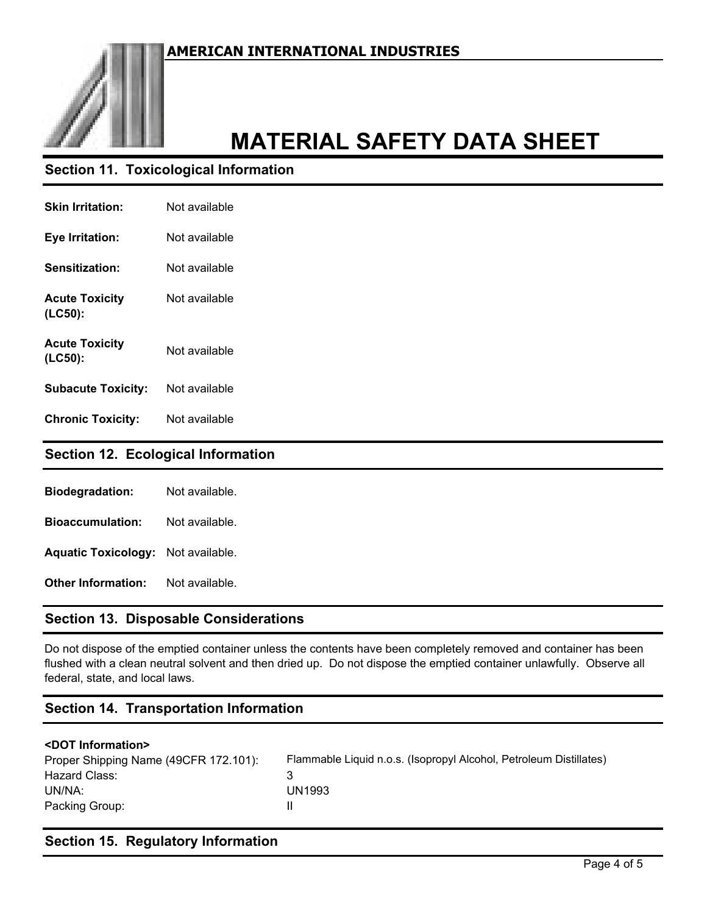## Section 11. Toxicological Information

| | |
|---|---|
| **Skin Irritation:** | Not available |
| **Eye Irritation:** | Not available |
| **Sensitization:** | Not available |
| **Acute Toxicity (LC50):** | Not available |
| **Acute Toxicity (LC50):** | Not available |
| **Subacute Toxicity:** | Not available |
| **Chronic Toxicity:** | Not available |

## Section 12. Ecological Information

| | |
|---|---|
| **Biodegradation:** | Not available. |
| **Bioaccumulation:** | Not available. |
| **Aquatic Toxicology:** | Not available. |
| **Other Information:** | Not available. |

## Section 13. Disposable Considerations

Do not dispose of the emptied container unless the contents have been completely removed and container has been flushed with a clean neutral solvent and then dried up. Do not dispose the emptied container unlawfully. Observe all federal, state, and local laws.

## Section 14. Transportation Information

**<DOT Information>**

| | |
|---|---|
| Proper Shipping Name (49CFR 172.101): | Flammable Liquid n.o.s. (Isopropyl Alcohol, Petroleum Distillates) |
| Hazard Class: | 3 |
| UN/NA: | UN1993 |
| Packing Group: | II |

## Section 15. Regulatory Information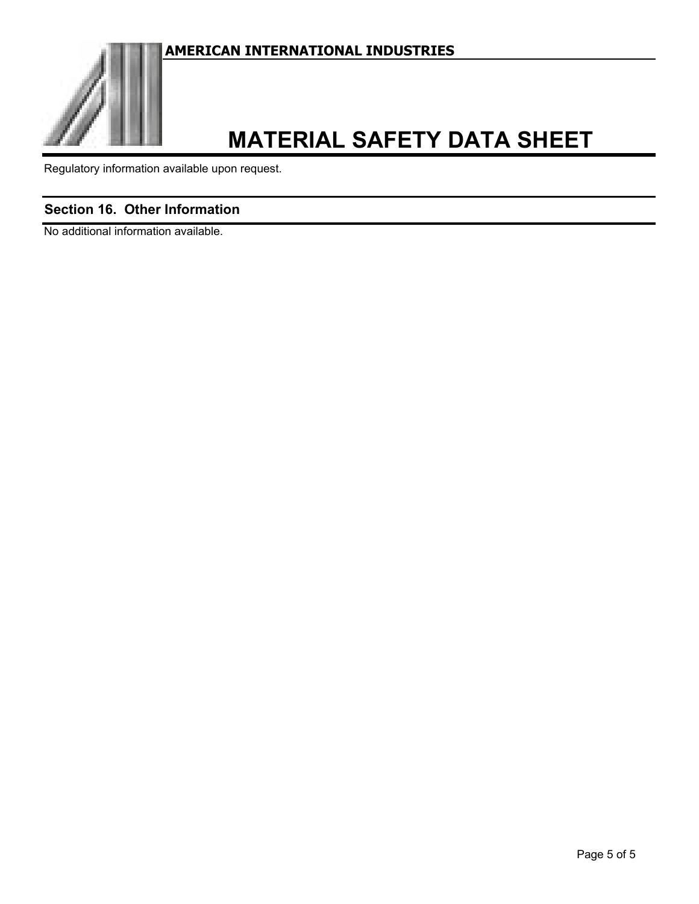Regulatory information available upon request.

## Section 16. Other Information

No additional information available.